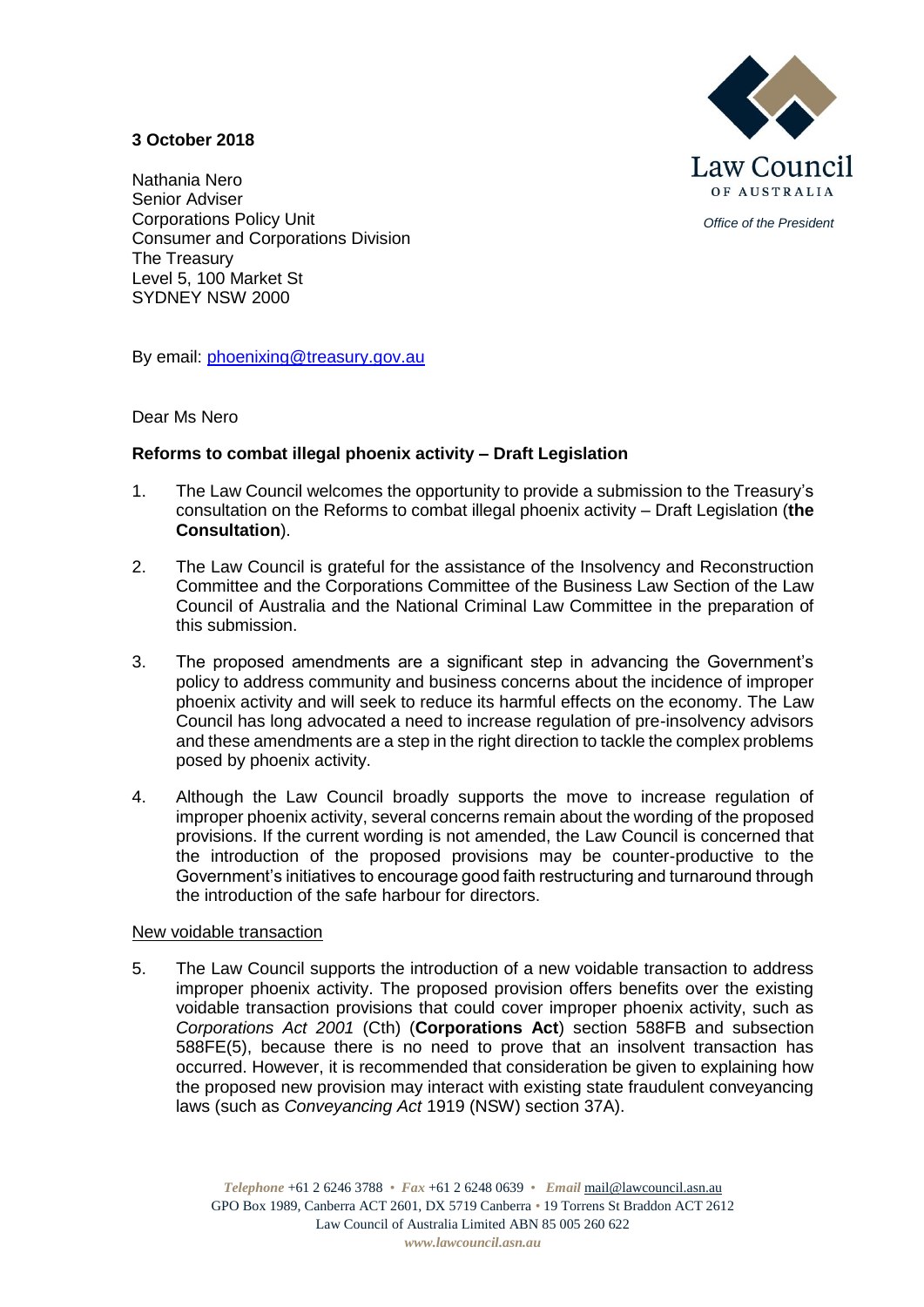**3 October 2018**

Law Council OF AUSTRALIA

*Office of the President*

Nathania Nero
Senior Adviser
Corporations Policy Unit
Consumer and Corporations Division
The Treasury
Level 5, 100 Market St
SYDNEY NSW 2000

By email: [phoenixing@treasury.gov.au](mailto:phoenixing@treasury.gov.au)

Dear Ms Nero

**Reforms to combat illegal phoenix activity – Draft Legislation**

1. The Law Council welcomes the opportunity to provide a submission to the Treasury's consultation on the Reforms to combat illegal phoenix activity – Draft Legislation (**the Consultation**).

2. The Law Council is grateful for the assistance of the Insolvency and Reconstruction Committee and the Corporations Committee of the Business Law Section of the Law Council of Australia and the National Criminal Law Committee in the preparation of this submission.

3. The proposed amendments are a significant step in advancing the Government's policy to address community and business concerns about the incidence of improper phoenix activity and will seek to reduce its harmful effects on the economy. The Law Council has long advocated a need to increase regulation of pre-insolvency advisors and these amendments are a step in the right direction to tackle the complex problems posed by phoenix activity.

4. Although the Law Council broadly supports the move to increase regulation of improper phoenix activity, several concerns remain about the wording of the proposed provisions. If the current wording is not amended, the Law Council is concerned that the introduction of the proposed provisions may be counter-productive to the Government's initiatives to encourage good faith restructuring and turnaround through the introduction of the safe harbour for directors.

<u>New voidable transaction</u>

5. The Law Council supports the introduction of a new voidable transaction to address improper phoenix activity. The proposed provision offers benefits over the existing voidable transaction provisions that could cover improper phoenix activity, such as *Corporations Act 2001* (Cth) (**Corporations Act**) section 588FB and subsection 588FE(5), because there is no need to prove that an insolvent transaction has occurred. However, it is recommended that consideration be given to explaining how the proposed new provision may interact with existing state fraudulent conveyancing laws (such as *Conveyancing Act* 1919 (NSW) section 37A).

*Telephone* +61 2 6246 3788 • *Fax* +61 2 6248 0639 • *Email* mail@lawcouncil.asn.au
GPO Box 1989, Canberra ACT 2601, DX 5719 Canberra • 19 Torrens St Braddon ACT 2612
Law Council of Australia Limited ABN 85 005 260 622
*www.lawcouncil.asn.au*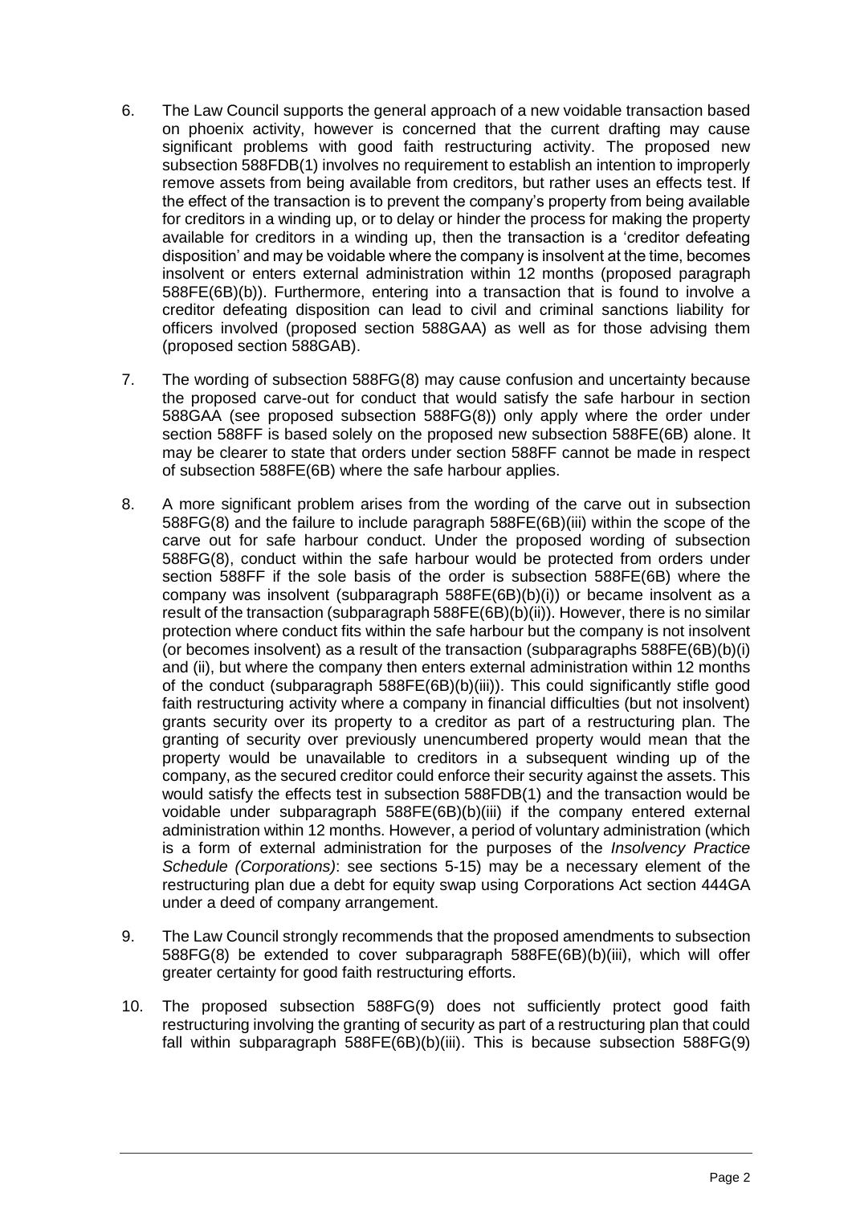6. The Law Council supports the general approach of a new voidable transaction based on phoenix activity, however is concerned that the current drafting may cause significant problems with good faith restructuring activity. The proposed new subsection 588FDB(1) involves no requirement to establish an intention to improperly remove assets from being available from creditors, but rather uses an effects test. If the effect of the transaction is to prevent the company's property from being available for creditors in a winding up, or to delay or hinder the process for making the property available for creditors in a winding up, then the transaction is a 'creditor defeating disposition' and may be voidable where the company is insolvent at the time, becomes insolvent or enters external administration within 12 months (proposed paragraph 588FE(6B)(b)). Furthermore, entering into a transaction that is found to involve a creditor defeating disposition can lead to civil and criminal sanctions liability for officers involved (proposed section 588GAA) as well as for those advising them (proposed section 588GAB).

7. The wording of subsection 588FG(8) may cause confusion and uncertainty because the proposed carve-out for conduct that would satisfy the safe harbour in section 588GAA (see proposed subsection 588FG(8)) only apply where the order under section 588FF is based solely on the proposed new subsection 588FE(6B) alone. It may be clearer to state that orders under section 588FF cannot be made in respect of subsection 588FE(6B) where the safe harbour applies.

8. A more significant problem arises from the wording of the carve out in subsection 588FG(8) and the failure to include paragraph 588FE(6B)(iii) within the scope of the carve out for safe harbour conduct. Under the proposed wording of subsection 588FG(8), conduct within the safe harbour would be protected from orders under section 588FF if the sole basis of the order is subsection 588FE(6B) where the company was insolvent (subparagraph 588FE(6B)(b)(i)) or became insolvent as a result of the transaction (subparagraph 588FE(6B)(b)(ii)). However, there is no similar protection where conduct fits within the safe harbour but the company is not insolvent (or becomes insolvent) as a result of the transaction (subparagraphs 588FE(6B)(b)(i) and (ii), but where the company then enters external administration within 12 months of the conduct (subparagraph 588FE(6B)(b)(iii)). This could significantly stifle good faith restructuring activity where a company in financial difficulties (but not insolvent) grants security over its property to a creditor as part of a restructuring plan. The granting of security over previously unencumbered property would mean that the property would be unavailable to creditors in a subsequent winding up of the company, as the secured creditor could enforce their security against the assets. This would satisfy the effects test in subsection 588FDB(1) and the transaction would be voidable under subparagraph 588FE(6B)(b)(iii) if the company entered external administration within 12 months. However, a period of voluntary administration (which is a form of external administration for the purposes of the *Insolvency Practice Schedule (Corporations)*: see sections 5-15) may be a necessary element of the restructuring plan due a debt for equity swap using Corporations Act section 444GA under a deed of company arrangement.

9. The Law Council strongly recommends that the proposed amendments to subsection 588FG(8) be extended to cover subparagraph 588FE(6B)(b)(iii), which will offer greater certainty for good faith restructuring efforts.

10. The proposed subsection 588FG(9) does not sufficiently protect good faith restructuring involving the granting of security as part of a restructuring plan that could fall within subparagraph 588FE(6B)(b)(iii). This is because subsection 588FG(9)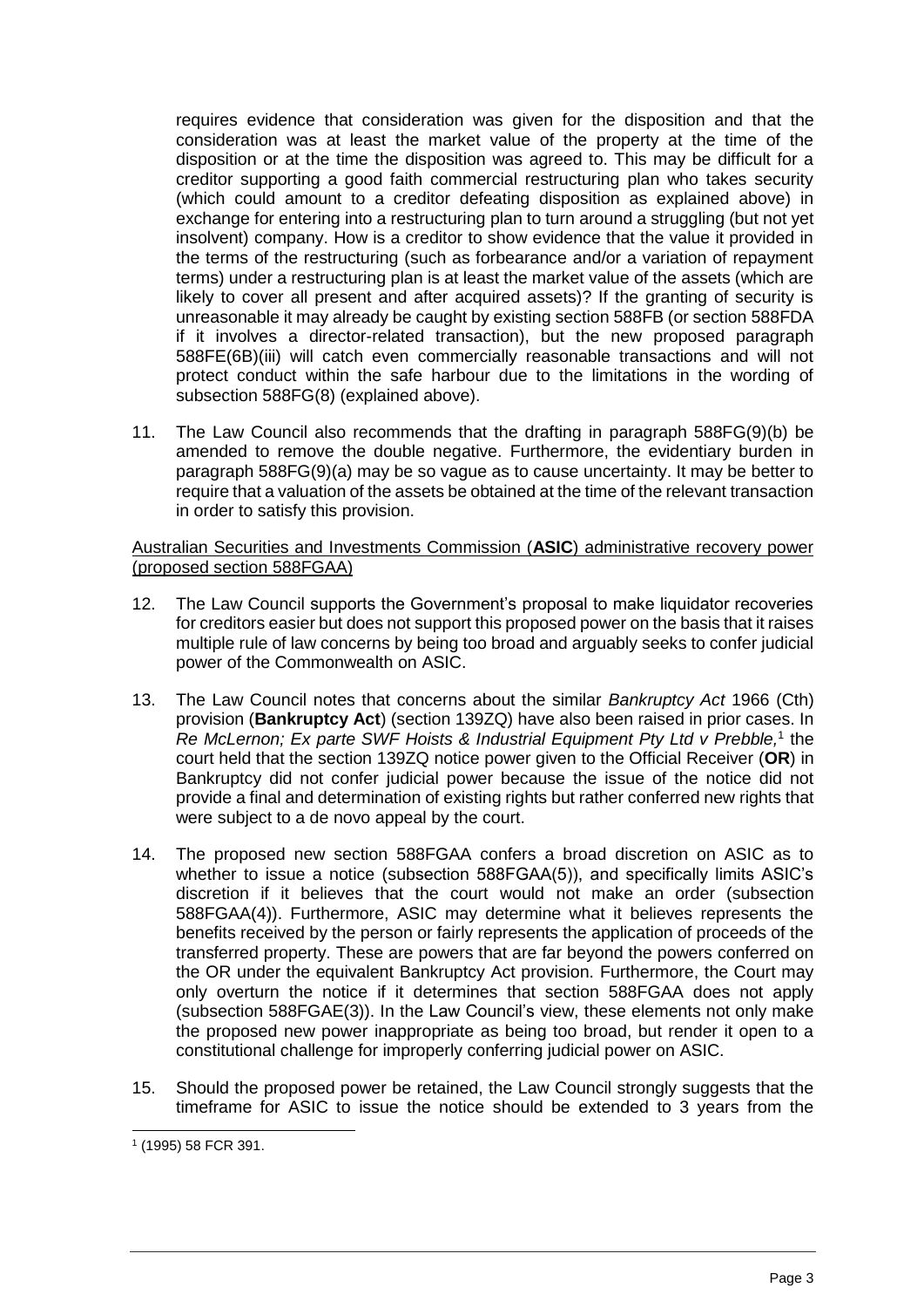requires evidence that consideration was given for the disposition and that the consideration was at least the market value of the property at the time of the disposition or at the time the disposition was agreed to. This may be difficult for a creditor supporting a good faith commercial restructuring plan who takes security (which could amount to a creditor defeating disposition as explained above) in exchange for entering into a restructuring plan to turn around a struggling (but not yet insolvent) company. How is a creditor to show evidence that the value it provided in the terms of the restructuring (such as forbearance and/or a variation of repayment terms) under a restructuring plan is at least the market value of the assets (which are likely to cover all present and after acquired assets)? If the granting of security is unreasonable it may already be caught by existing section 588FB (or section 588FDA if it involves a director-related transaction), but the new proposed paragraph 588FE(6B)(iii) will catch even commercially reasonable transactions and will not protect conduct within the safe harbour due to the limitations in the wording of subsection 588FG(8) (explained above).

11. The Law Council also recommends that the drafting in paragraph 588FG(9)(b) be amended to remove the double negative. Furthermore, the evidentiary burden in paragraph 588FG(9)(a) may be so vague as to cause uncertainty. It may be better to require that a valuation of the assets be obtained at the time of the relevant transaction in order to satisfy this provision.

Australian Securities and Investments Commission (**ASIC**) administrative recovery power (proposed section 588FGAA)

12. The Law Council supports the Government's proposal to make liquidator recoveries for creditors easier but does not support this proposed power on the basis that it raises multiple rule of law concerns by being too broad and arguably seeks to confer judicial power of the Commonwealth on ASIC.

13. The Law Council notes that concerns about the similar *Bankruptcy Act* 1966 (Cth) provision (**Bankruptcy Act**) (section 139ZQ) have also been raised in prior cases. In *Re McLernon; Ex parte SWF Hoists & Industrial Equipment Pty Ltd v Prebble,*[1] the court held that the section 139ZQ notice power given to the Official Receiver (**OR**) in Bankruptcy did not confer judicial power because the issue of the notice did not provide a final and determination of existing rights but rather conferred new rights that were subject to a de novo appeal by the court.

14. The proposed new section 588FGAA confers a broad discretion on ASIC as to whether to issue a notice (subsection 588FGAA(5)), and specifically limits ASIC's discretion if it believes that the court would not make an order (subsection 588FGAA(4)). Furthermore, ASIC may determine what it believes represents the benefits received by the person or fairly represents the application of proceeds of the transferred property. These are powers that are far beyond the powers conferred on the OR under the equivalent Bankruptcy Act provision. Furthermore, the Court may only overturn the notice if it determines that section 588FGAA does not apply (subsection 588FGAE(3)). In the Law Council's view, these elements not only make the proposed new power inappropriate as being too broad, but render it open to a constitutional challenge for improperly conferring judicial power on ASIC.

15. Should the proposed power be retained, the Law Council strongly suggests that the timeframe for ASIC to issue the notice should be extended to 3 years from the

[1] (1995) 58 FCR 391.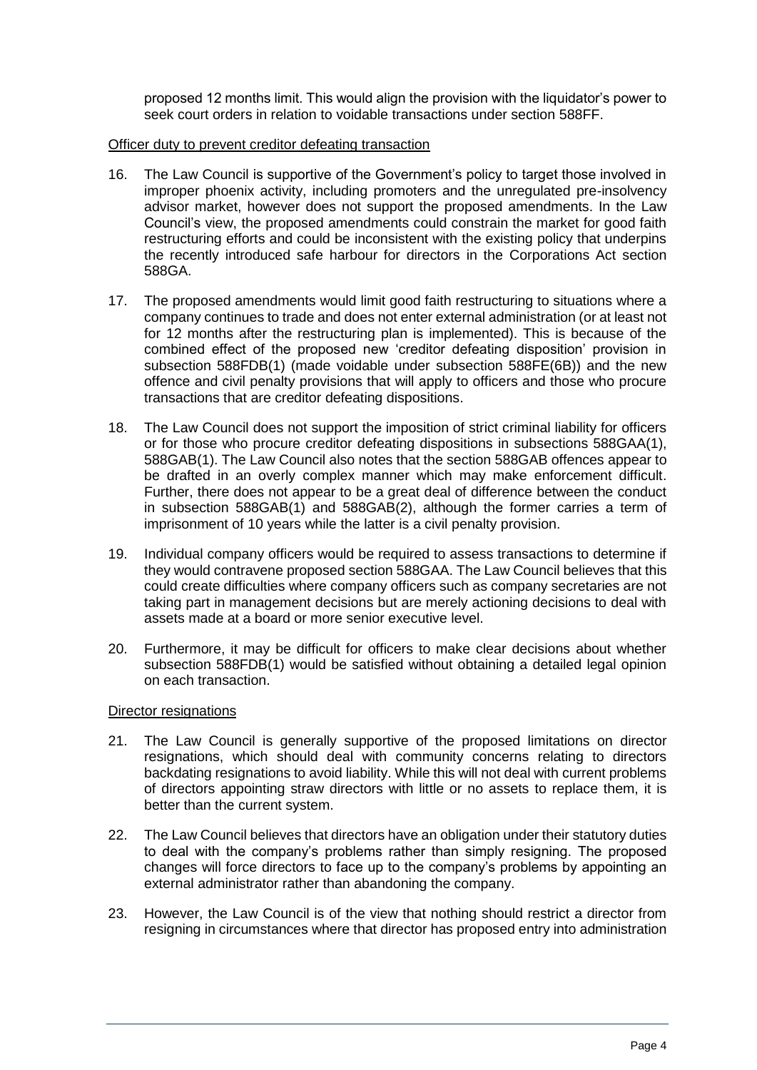proposed 12 months limit. This would align the provision with the liquidator's power to seek court orders in relation to voidable transactions under section 588FF.

Officer duty to prevent creditor defeating transaction

16. The Law Council is supportive of the Government's policy to target those involved in improper phoenix activity, including promoters and the unregulated pre-insolvency advisor market, however does not support the proposed amendments. In the Law Council's view, the proposed amendments could constrain the market for good faith restructuring efforts and could be inconsistent with the existing policy that underpins the recently introduced safe harbour for directors in the Corporations Act section 588GA.

17. The proposed amendments would limit good faith restructuring to situations where a company continues to trade and does not enter external administration (or at least not for 12 months after the restructuring plan is implemented). This is because of the combined effect of the proposed new 'creditor defeating disposition' provision in subsection 588FDB(1) (made voidable under subsection 588FE(6B)) and the new offence and civil penalty provisions that will apply to officers and those who procure transactions that are creditor defeating dispositions.

18. The Law Council does not support the imposition of strict criminal liability for officers or for those who procure creditor defeating dispositions in subsections 588GAA(1), 588GAB(1). The Law Council also notes that the section 588GAB offences appear to be drafted in an overly complex manner which may make enforcement difficult. Further, there does not appear to be a great deal of difference between the conduct in subsection 588GAB(1) and 588GAB(2), although the former carries a term of imprisonment of 10 years while the latter is a civil penalty provision.

19. Individual company officers would be required to assess transactions to determine if they would contravene proposed section 588GAA. The Law Council believes that this could create difficulties where company officers such as company secretaries are not taking part in management decisions but are merely actioning decisions to deal with assets made at a board or more senior executive level.

20. Furthermore, it may be difficult for officers to make clear decisions about whether subsection 588FDB(1) would be satisfied without obtaining a detailed legal opinion on each transaction.

Director resignations

21. The Law Council is generally supportive of the proposed limitations on director resignations, which should deal with community concerns relating to directors backdating resignations to avoid liability. While this will not deal with current problems of directors appointing straw directors with little or no assets to replace them, it is better than the current system.

22. The Law Council believes that directors have an obligation under their statutory duties to deal with the company's problems rather than simply resigning. The proposed changes will force directors to face up to the company's problems by appointing an external administrator rather than abandoning the company.

23. However, the Law Council is of the view that nothing should restrict a director from resigning in circumstances where that director has proposed entry into administration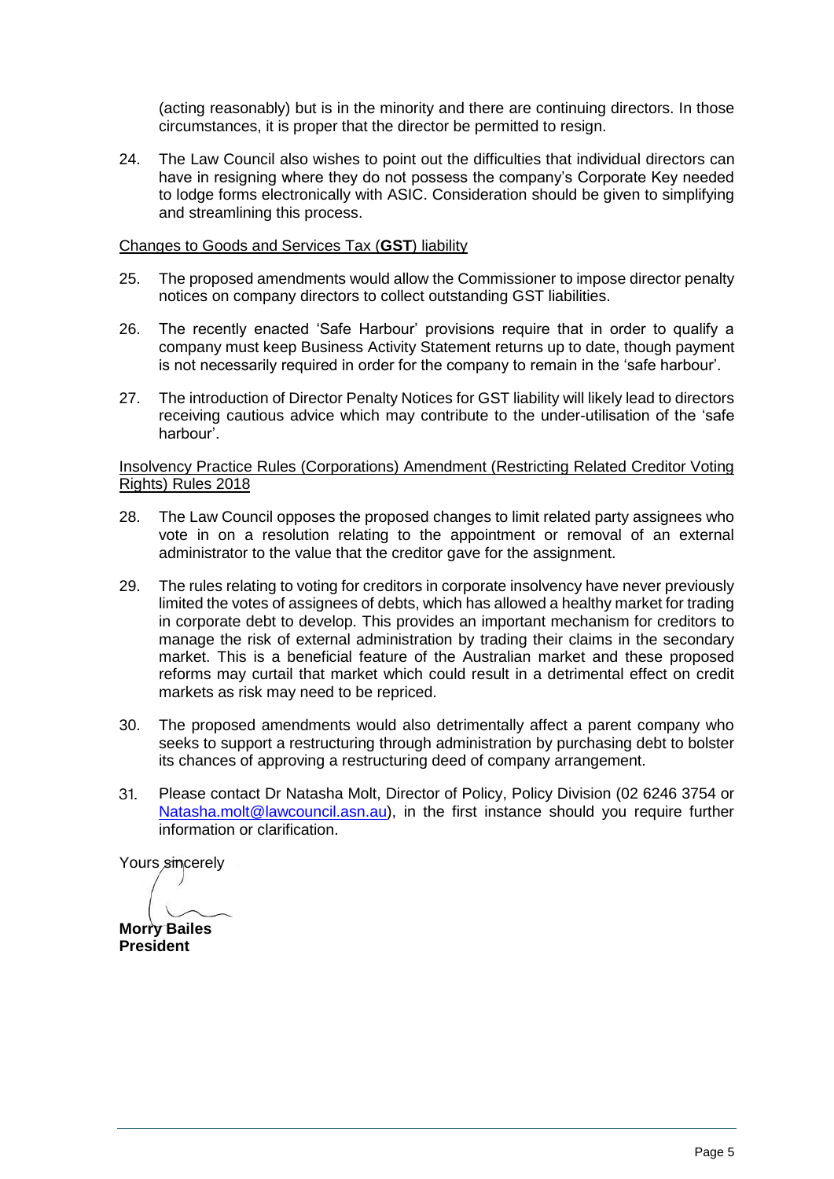(acting reasonably) but is in the minority and there are continuing directors. In those circumstances, it is proper that the director be permitted to resign.

24. The Law Council also wishes to point out the difficulties that individual directors can have in resigning where they do not possess the company's Corporate Key needed to lodge forms electronically with ASIC. Consideration should be given to simplifying and streamlining this process.

Changes to Goods and Services Tax (**GST**) liability

25. The proposed amendments would allow the Commissioner to impose director penalty notices on company directors to collect outstanding GST liabilities.

26. The recently enacted 'Safe Harbour' provisions require that in order to qualify a company must keep Business Activity Statement returns up to date, though payment is not necessarily required in order for the company to remain in the 'safe harbour'.

27. The introduction of Director Penalty Notices for GST liability will likely lead to directors receiving cautious advice which may contribute to the under-utilisation of the 'safe harbour'.

Insolvency Practice Rules (Corporations) Amendment (Restricting Related Creditor Voting Rights) Rules 2018

28. The Law Council opposes the proposed changes to limit related party assignees who vote in on a resolution relating to the appointment or removal of an external administrator to the value that the creditor gave for the assignment.

29. The rules relating to voting for creditors in corporate insolvency have never previously limited the votes of assignees of debts, which has allowed a healthy market for trading in corporate debt to develop. This provides an important mechanism for creditors to manage the risk of external administration by trading their claims in the secondary market. This is a beneficial feature of the Australian market and these proposed reforms may curtail that market which could result in a detrimental effect on credit markets as risk may need to be repriced.

30. The proposed amendments would also detrimentally affect a parent company who seeks to support a restructuring through administration by purchasing debt to bolster its chances of approving a restructuring deed of company arrangement.

31. Please contact Dr Natasha Molt, Director of Policy, Policy Division (02 6246 3754 or Natasha.molt@lawcouncil.asn.au), in the first instance should you require further information or clarification.

Yours sincerely

**Morry Bailes**
**President**